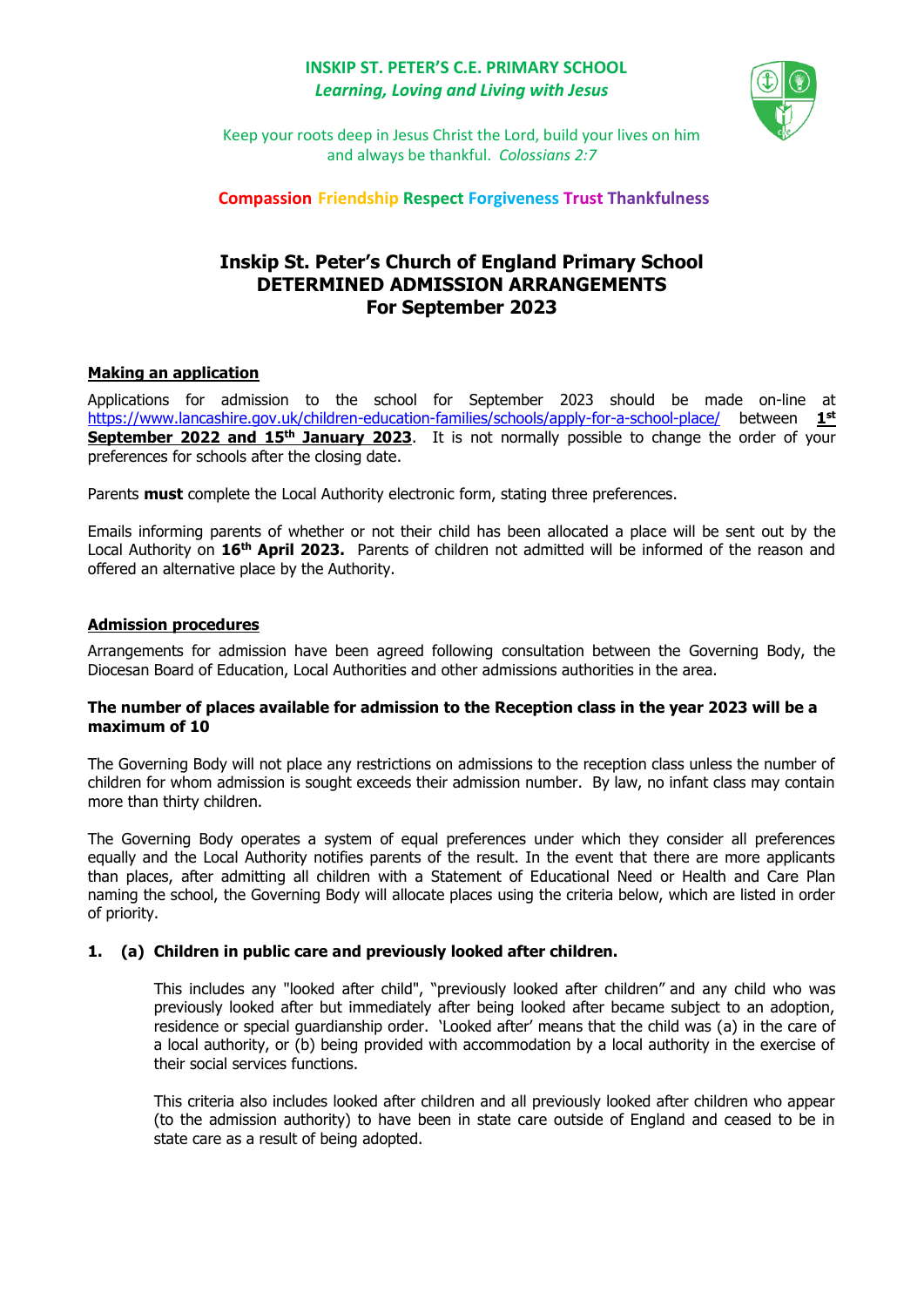**INSKIP ST. PETER'S C.E. PRIMARY SCHOOL**
***Learning, Loving and Living with Jesus***

Keep your roots deep in Jesus Christ the Lord, build your lives on him and always be thankful. *Colossians 2:7*

**Compassion Friendship Respect Forgiveness Trust Thankfulness**

# Inskip St. Peter's Church of England Primary School
# DETERMINED ADMISSION ARRANGEMENTS
# For September 2023

## Making an application

Applications for admission to the school for September 2023 should be made on-line at https://www.lancashire.gov.uk/children-education-families/schools/apply-for-a-school-place/ between **1st September 2022 and 15th January 2023**. It is not normally possible to change the order of your preferences for schools after the closing date.

Parents **must** complete the Local Authority electronic form, stating three preferences.

Emails informing parents of whether or not their child has been allocated a place will be sent out by the Local Authority on **16th April 2023.** Parents of children not admitted will be informed of the reason and offered an alternative place by the Authority.

## Admission procedures

Arrangements for admission have been agreed following consultation between the Governing Body, the Diocesan Board of Education, Local Authorities and other admissions authorities in the area.

**The number of places available for admission to the Reception class in the year 2023 will be a maximum of 10**

The Governing Body will not place any restrictions on admissions to the reception class unless the number of children for whom admission is sought exceeds their admission number. By law, no infant class may contain more than thirty children.

The Governing Body operates a system of equal preferences under which they consider all preferences equally and the Local Authority notifies parents of the result. In the event that there are more applicants than places, after admitting all children with a Statement of Educational Need or Health and Care Plan naming the school, the Governing Body will allocate places using the criteria below, which are listed in order of priority.

**1. (a) Children in public care and previously looked after children.**

This includes any "looked after child", "previously looked after children" and any child who was previously looked after but immediately after being looked after became subject to an adoption, residence or special guardianship order. 'Looked after' means that the child was (a) in the care of a local authority, or (b) being provided with accommodation by a local authority in the exercise of their social services functions.

This criteria also includes looked after children and all previously looked after children who appear (to the admission authority) to have been in state care outside of England and ceased to be in state care as a result of being adopted.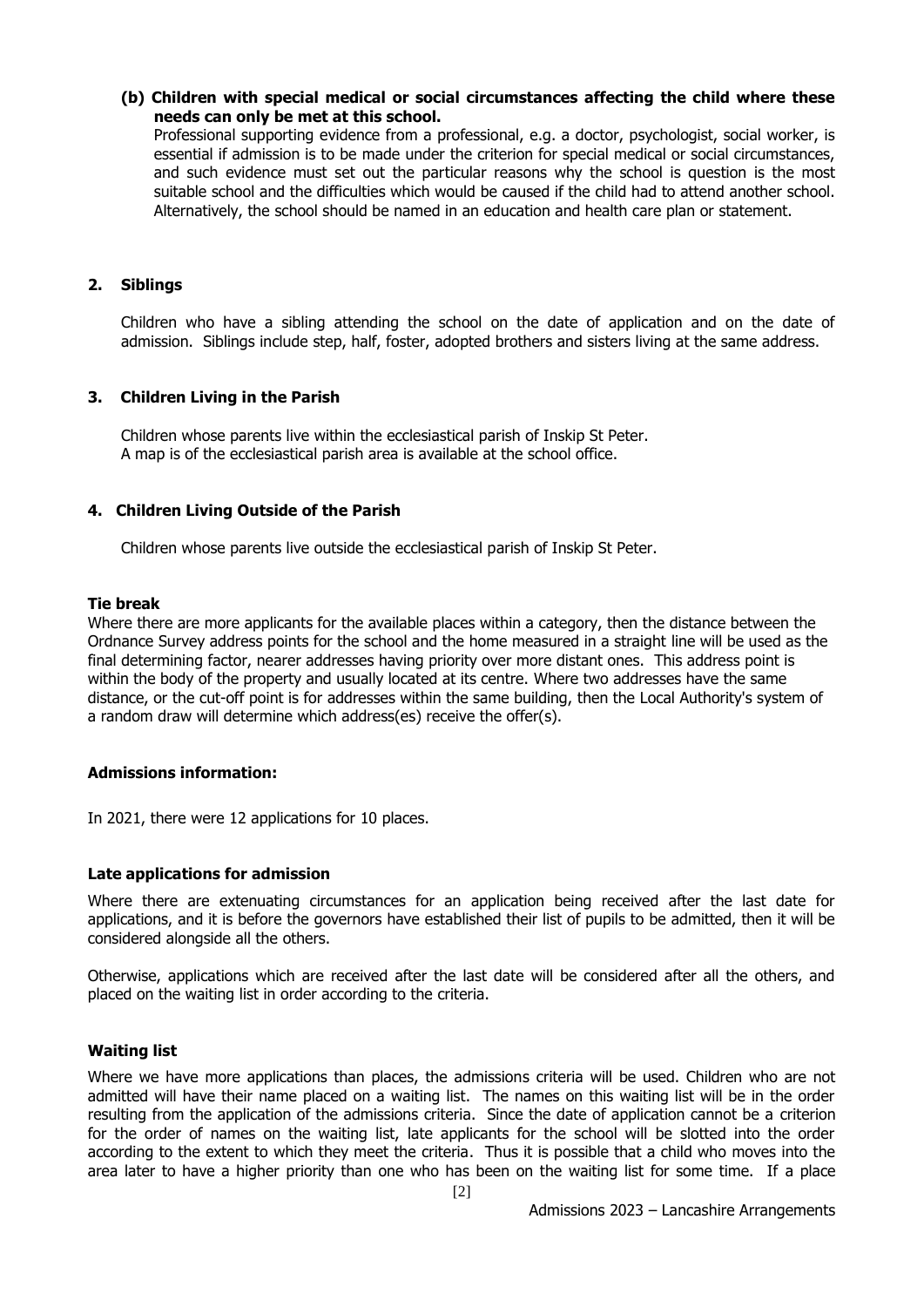**(b) Children with special medical or social circumstances affecting the child where these needs can only be met at this school.**

Professional supporting evidence from a professional, e.g. a doctor, psychologist, social worker, is essential if admission is to be made under the criterion for special medical or social circumstances, and such evidence must set out the particular reasons why the school is question is the most suitable school and the difficulties which would be caused if the child had to attend another school. Alternatively, the school should be named in an education and health care plan or statement.

**2. Siblings**

Children who have a sibling attending the school on the date of application and on the date of admission. Siblings include step, half, foster, adopted brothers and sisters living at the same address.

**3. Children Living in the Parish**

Children whose parents live within the ecclesiastical parish of Inskip St Peter.
A map is of the ecclesiastical parish area is available at the school office.

**4. Children Living Outside of the Parish**

Children whose parents live outside the ecclesiastical parish of Inskip St Peter.

**Tie break**

Where there are more applicants for the available places within a category, then the distance between the Ordnance Survey address points for the school and the home measured in a straight line will be used as the final determining factor, nearer addresses having priority over more distant ones. This address point is within the body of the property and usually located at its centre. Where two addresses have the same distance, or the cut-off point is for addresses within the same building, then the Local Authority's system of a random draw will determine which address(es) receive the offer(s).

**Admissions information:**

In 2021, there were 12 applications for 10 places.

**Late applications for admission**

Where there are extenuating circumstances for an application being received after the last date for applications, and it is before the governors have established their list of pupils to be admitted, then it will be considered alongside all the others.

Otherwise, applications which are received after the last date will be considered after all the others, and placed on the waiting list in order according to the criteria.

**Waiting list**

Where we have more applications than places, the admissions criteria will be used. Children who are not admitted will have their name placed on a waiting list. The names on this waiting list will be in the order resulting from the application of the admissions criteria. Since the date of application cannot be a criterion for the order of names on the waiting list, late applicants for the school will be slotted into the order according to the extent to which they meet the criteria. Thus it is possible that a child who moves into the area later to have a higher priority than one who has been on the waiting list for some time. If a place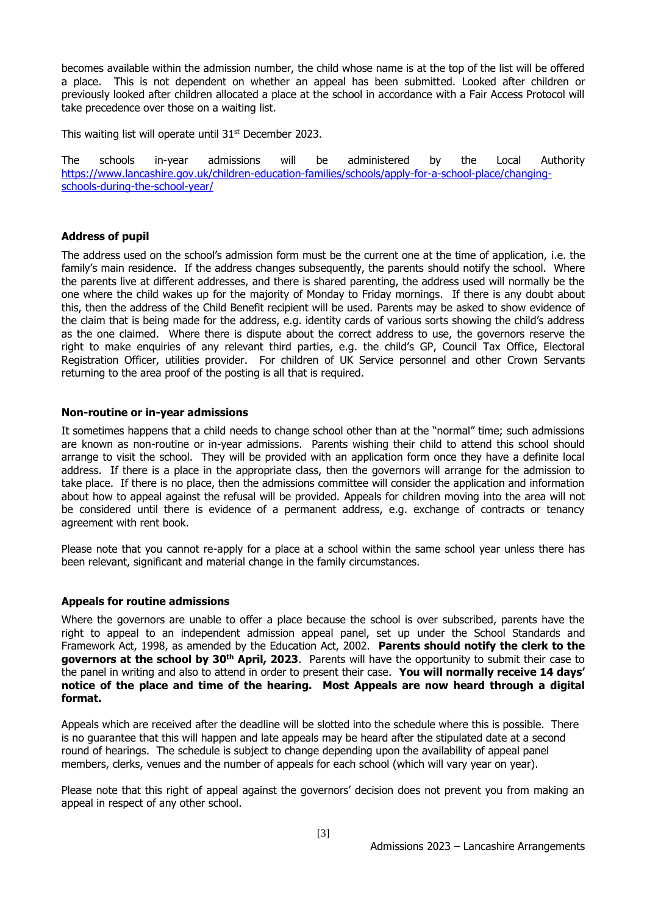becomes available within the admission number, the child whose name is at the top of the list will be offered a place. This is not dependent on whether an appeal has been submitted. Looked after children or previously looked after children allocated a place at the school in accordance with a Fair Access Protocol will take precedence over those on a waiting list.

This waiting list will operate until 31st December 2023.

The schools in-year admissions will be administered by the Local Authority [https://www.lancashire.gov.uk/children-education-families/schools/apply-for-a-school-place/changing-schools-during-the-school-year/](https://www.lancashire.gov.uk/children-education-families/schools/apply-for-a-school-place/changing-schools-during-the-school-year/)

**Address of pupil**

The address used on the school's admission form must be the current one at the time of application, i.e. the family's main residence. If the address changes subsequently, the parents should notify the school. Where the parents live at different addresses, and there is shared parenting, the address used will normally be the one where the child wakes up for the majority of Monday to Friday mornings. If there is any doubt about this, then the address of the Child Benefit recipient will be used. Parents may be asked to show evidence of the claim that is being made for the address, e.g. identity cards of various sorts showing the child's address as the one claimed. Where there is dispute about the correct address to use, the governors reserve the right to make enquiries of any relevant third parties, e.g. the child's GP, Council Tax Office, Electoral Registration Officer, utilities provider. For children of UK Service personnel and other Crown Servants returning to the area proof of the posting is all that is required.

**Non-routine or in-year admissions**

It sometimes happens that a child needs to change school other than at the "normal" time; such admissions are known as non-routine or in-year admissions. Parents wishing their child to attend this school should arrange to visit the school. They will be provided with an application form once they have a definite local address. If there is a place in the appropriate class, then the governors will arrange for the admission to take place. If there is no place, then the admissions committee will consider the application and information about how to appeal against the refusal will be provided. Appeals for children moving into the area will not be considered until there is evidence of a permanent address, e.g. exchange of contracts or tenancy agreement with rent book.

Please note that you cannot re-apply for a place at a school within the same school year unless there has been relevant, significant and material change in the family circumstances.

**Appeals for routine admissions**

Where the governors are unable to offer a place because the school is over subscribed, parents have the right to appeal to an independent admission appeal panel, set up under the School Standards and Framework Act, 1998, as amended by the Education Act, 2002. **Parents should notify the clerk to the governors at the school by 30th April, 2023**. Parents will have the opportunity to submit their case to the panel in writing and also to attend in order to present their case. **You will normally receive 14 days' notice of the place and time of the hearing. Most Appeals are now heard through a digital format.**

Appeals which are received after the deadline will be slotted into the schedule where this is possible. There is no guarantee that this will happen and late appeals may be heard after the stipulated date at a second round of hearings. The schedule is subject to change depending upon the availability of appeal panel members, clerks, venues and the number of appeals for each school (which will vary year on year).

Please note that this right of appeal against the governors' decision does not prevent you from making an appeal in respect of any other school.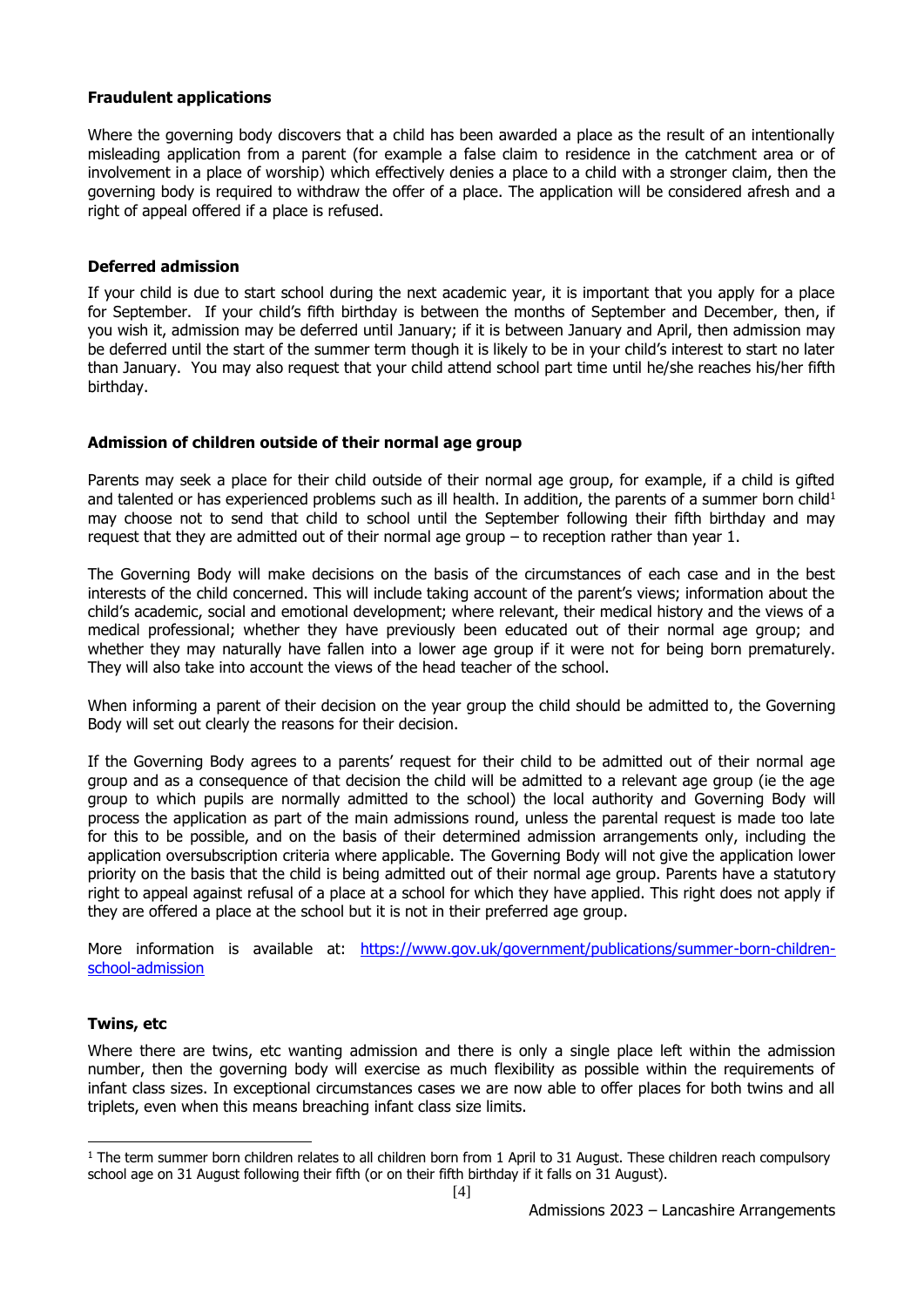**Fraudulent applications**

Where the governing body discovers that a child has been awarded a place as the result of an intentionally misleading application from a parent (for example a false claim to residence in the catchment area or of involvement in a place of worship) which effectively denies a place to a child with a stronger claim, then the governing body is required to withdraw the offer of a place. The application will be considered afresh and a right of appeal offered if a place is refused.

**Deferred admission**

If your child is due to start school during the next academic year, it is important that you apply for a place for September. If your child's fifth birthday is between the months of September and December, then, if you wish it, admission may be deferred until January; if it is between January and April, then admission may be deferred until the start of the summer term though it is likely to be in your child's interest to start no later than January. You may also request that your child attend school part time until he/she reaches his/her fifth birthday.

**Admission of children outside of their normal age group**

Parents may seek a place for their child outside of their normal age group, for example, if a child is gifted and talented or has experienced problems such as ill health. In addition, the parents of a summer born child[1] may choose not to send that child to school until the September following their fifth birthday and may request that they are admitted out of their normal age group – to reception rather than year 1.

The Governing Body will make decisions on the basis of the circumstances of each case and in the best interests of the child concerned. This will include taking account of the parent's views; information about the child's academic, social and emotional development; where relevant, their medical history and the views of a medical professional; whether they have previously been educated out of their normal age group; and whether they may naturally have fallen into a lower age group if it were not for being born prematurely. They will also take into account the views of the head teacher of the school.

When informing a parent of their decision on the year group the child should be admitted to, the Governing Body will set out clearly the reasons for their decision.

If the Governing Body agrees to a parents' request for their child to be admitted out of their normal age group and as a consequence of that decision the child will be admitted to a relevant age group (ie the age group to which pupils are normally admitted to the school) the local authority and Governing Body will process the application as part of the main admissions round, unless the parental request is made too late for this to be possible, and on the basis of their determined admission arrangements only, including the application oversubscription criteria where applicable. The Governing Body will not give the application lower priority on the basis that the child is being admitted out of their normal age group. Parents have a statutory right to appeal against refusal of a place at a school for which they have applied. This right does not apply if they are offered a place at the school but it is not in their preferred age group.

More information is available at: [https://www.gov.uk/government/publications/summer-born-children-school-admission](https://www.gov.uk/government/publications/summer-born-children-school-admission)

**Twins, etc**

Where there are twins, etc wanting admission and there is only a single place left within the admission number, then the governing body will exercise as much flexibility as possible within the requirements of infant class sizes. In exceptional circumstances cases we are now able to offer places for both twins and all triplets, even when this means breaching infant class size limits.

---

[1] The term summer born children relates to all children born from 1 April to 31 August. These children reach compulsory school age on 31 August following their fifth (or on their fifth birthday if it falls on 31 August).